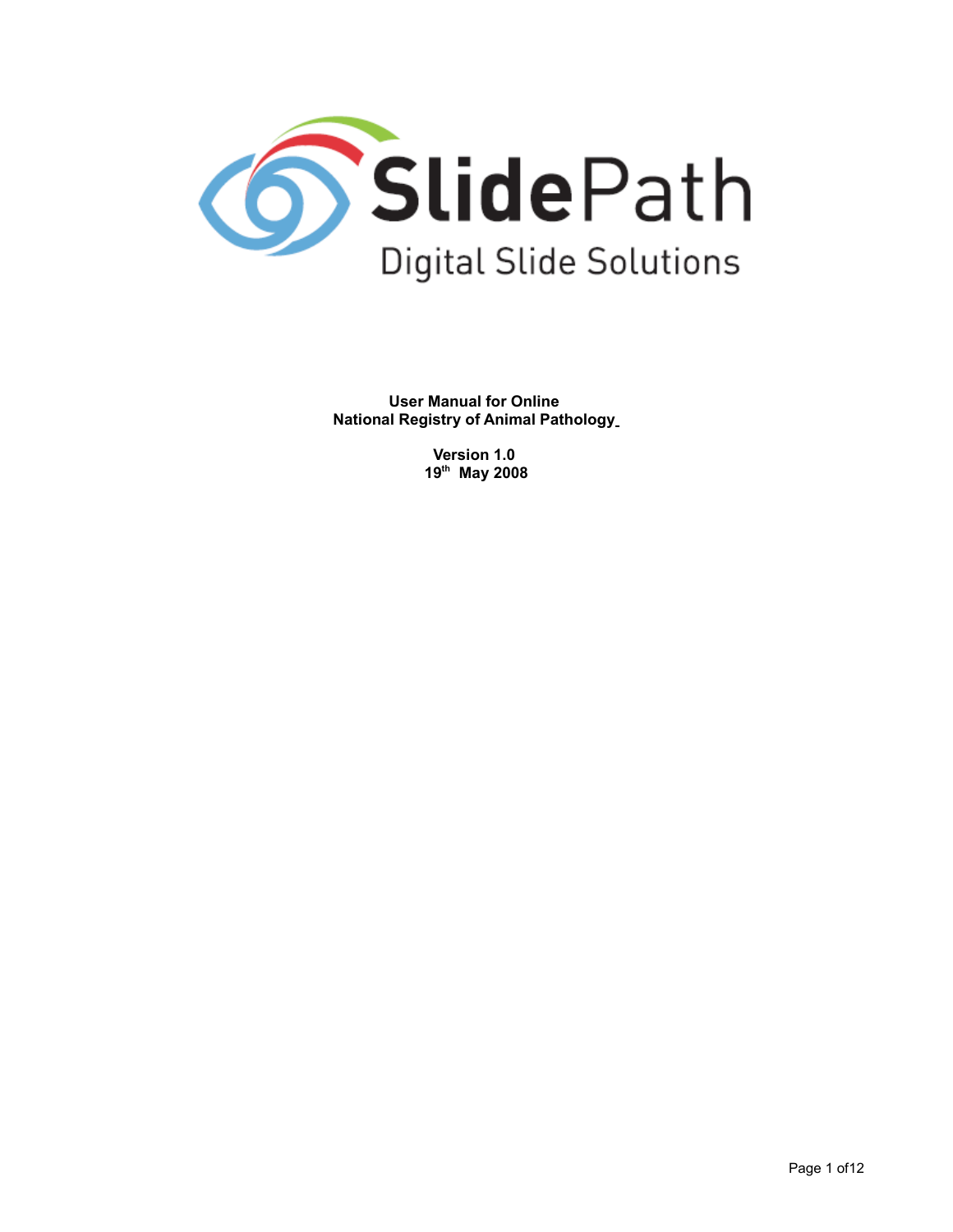SlidePath

Digital Slide Solutions

**User Manual for Online**
**National Registry of Animal Pathology**

**Version 1.0**
**19th May 2008**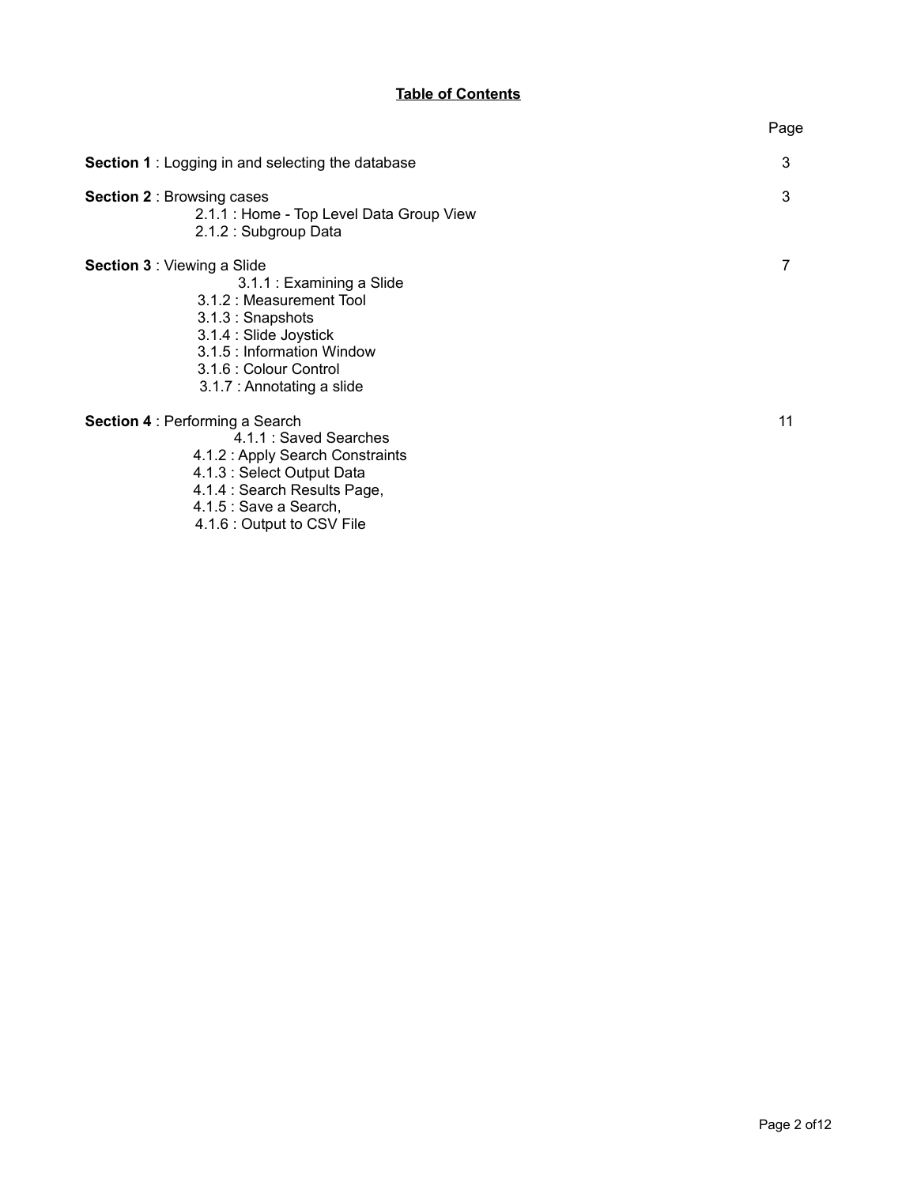**Table of Contents**

| | Page |
|---|---|
| **Section 1** : Logging in and selecting the database | 3 |
| **Section 2** : Browsing cases<br>2.1.1 : Home - Top Level Data Group View<br>2.1.2 : Subgroup Data | 3 |
| **Section 3** : Viewing a Slide<br>3.1.1 : Examining a Slide<br>3.1.2 : Measurement Tool<br>3.1.3 : Snapshots<br>3.1.4 : Slide Joystick<br>3.1.5 : Information Window<br>3.1.6 : Colour Control<br>3.1.7 : Annotating a slide | 7 |
| **Section 4** : Performing a Search<br>4.1.1 : Saved Searches<br>4.1.2 : Apply Search Constraints<br>4.1.3 : Select Output Data<br>4.1.4 : Search Results Page,<br>4.1.5 : Save a Search,<br>4.1.6 : Output to CSV File | 11 |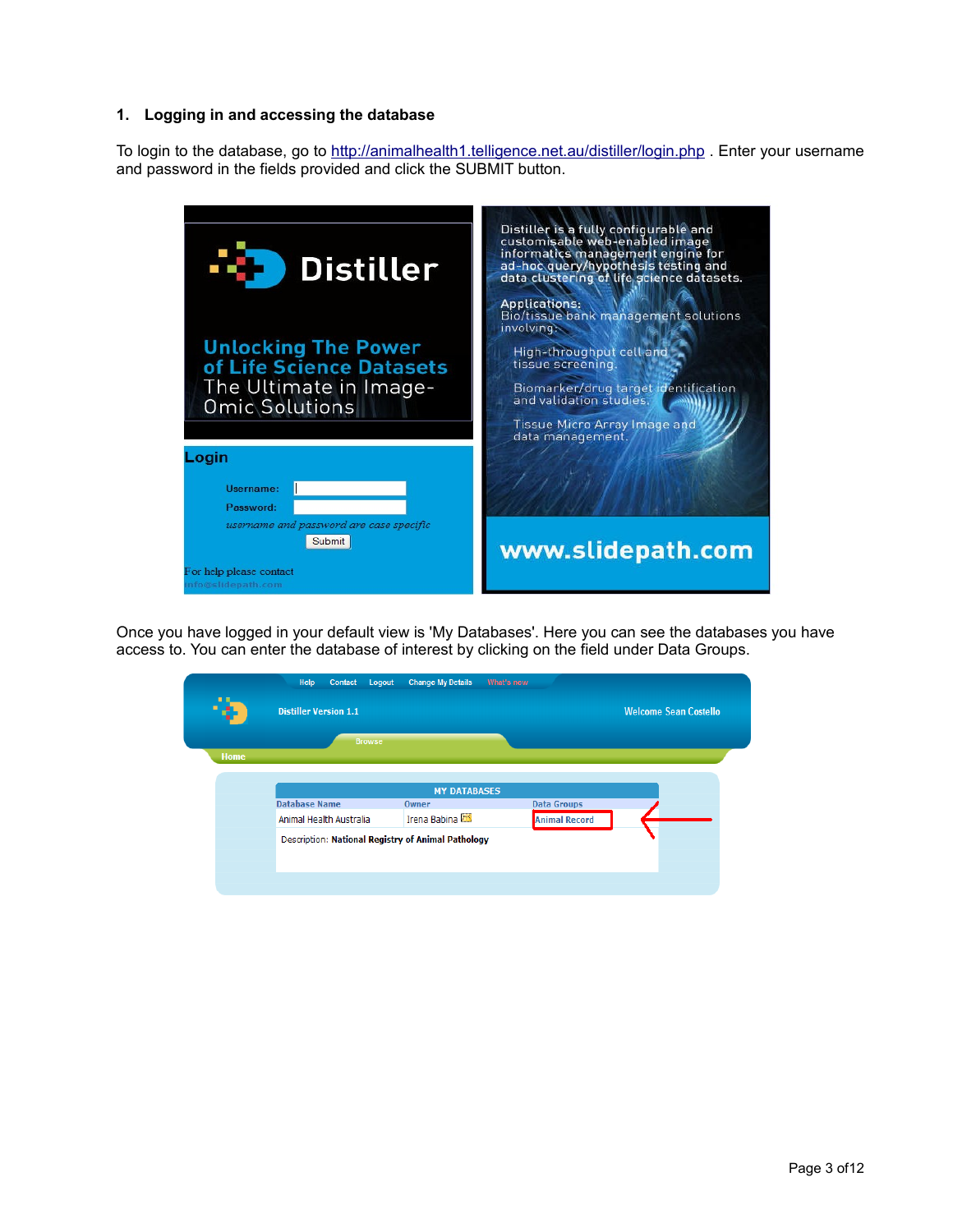## 1. Logging in and accessing the database

To login to the database, go to http://animalhealth1.telligence.net.au/distiller/login.php . Enter your username and password in the fields provided and click the SUBMIT button.

Once you have logged in your default view is 'My Databases'. Here you can see the databases you have access to. You can enter the database of interest by clicking on the field under Data Groups.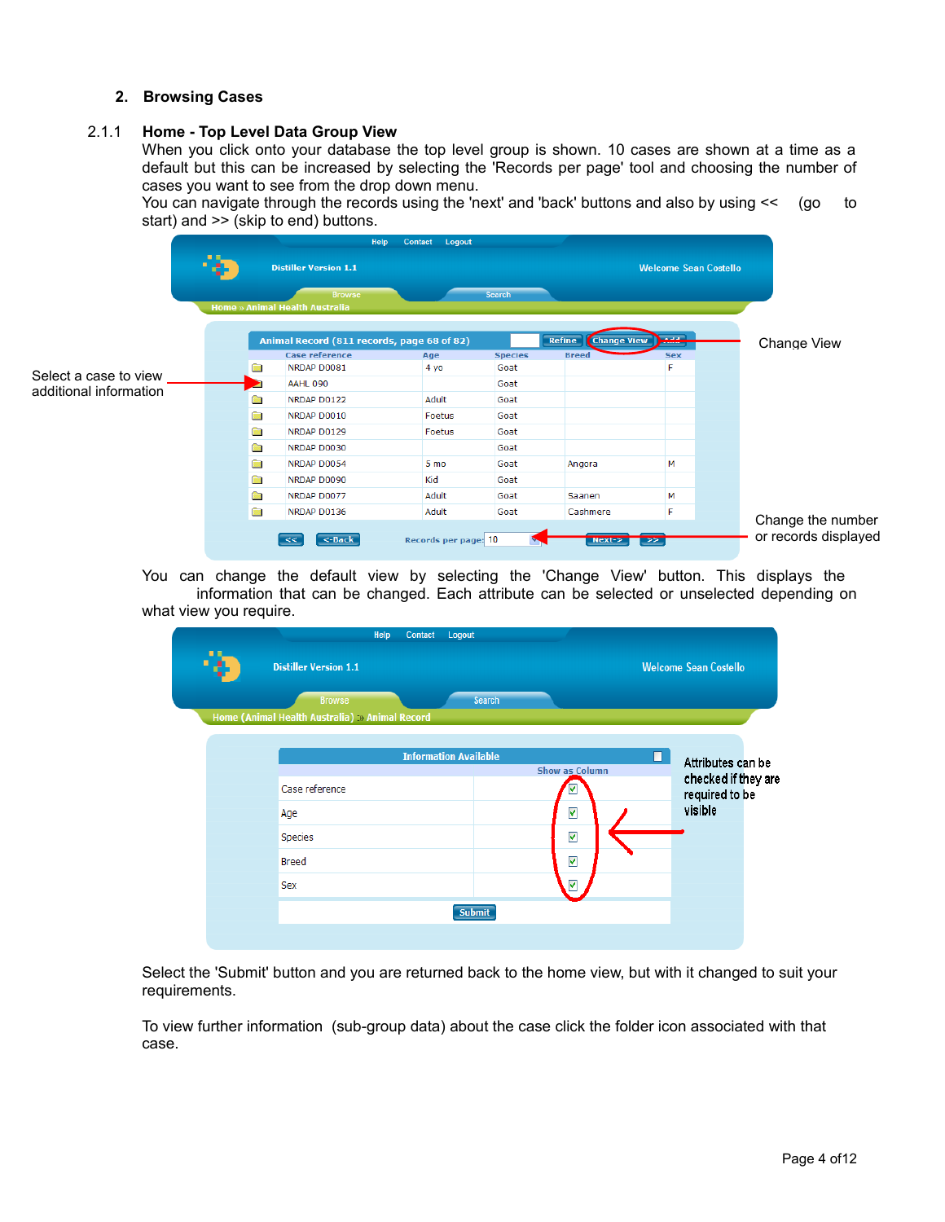## 2. Browsing Cases

### 2.1.1 Home - Top Level Data Group View

When you click onto your database the top level group is shown. 10 cases are shown at a time as a default but this can be increased by selecting the 'Records per page' tool and choosing the number of cases you want to see from the drop down menu.

You can navigate through the records using the 'next' and 'back' buttons and also by using << (go to start) and >> (skip to end) buttons.

Change View

Select a case to view additional information

Change the number or records displayed

You can change the default view by selecting the 'Change View' button. This displays the information that can be changed. Each attribute can be selected or unselected depending on what view you require.

Attributes can be checked if they are required to be visible

Select the 'Submit' button and you are returned back to the home view, but with it changed to suit your requirements.

To view further information (sub-group data) about the case click the folder icon associated with that case.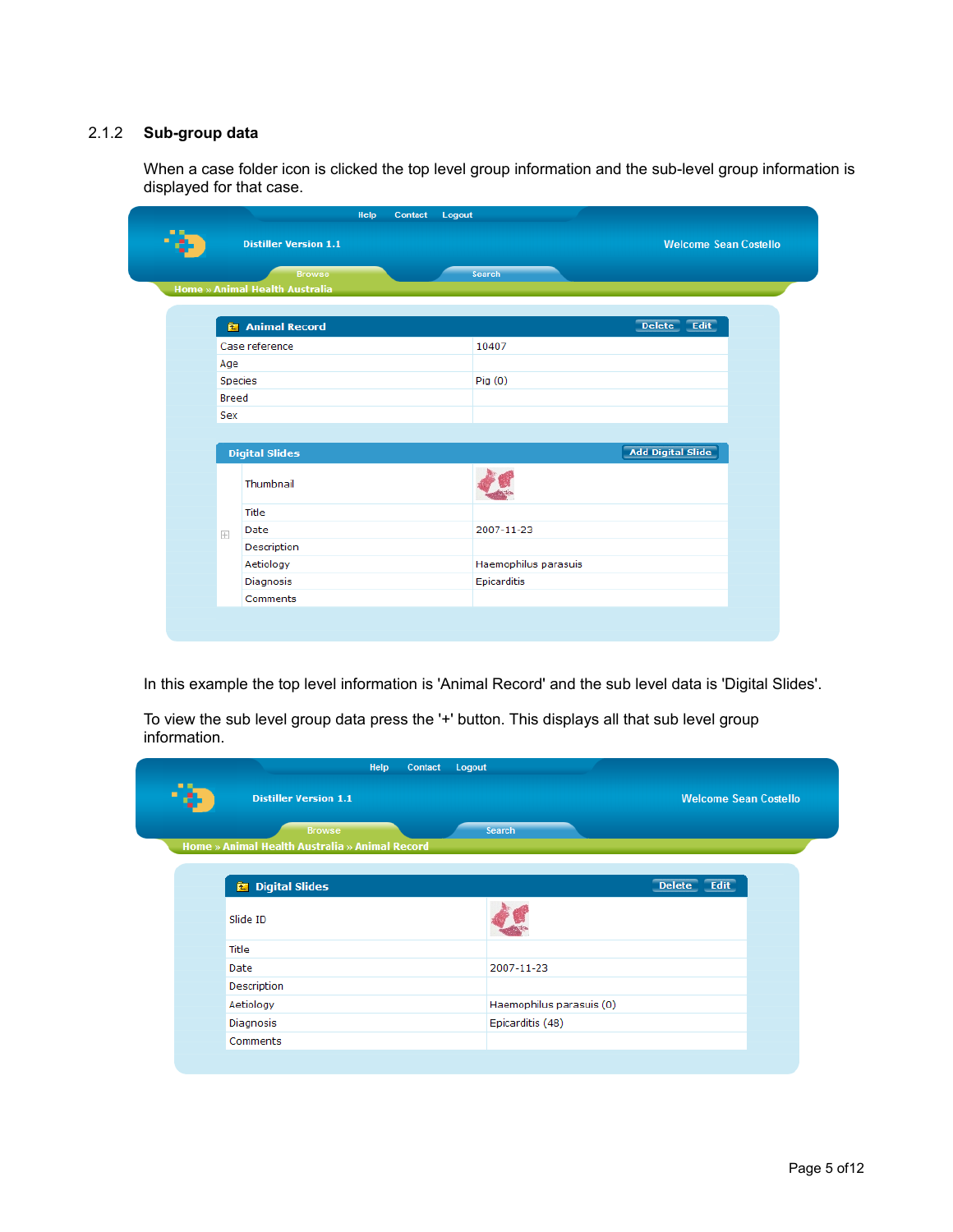### 2.1.2 Sub-group data

When a case folder icon is clicked the top level group information and the sub-level group information is displayed for that case.

Help Contact Logout

Distiller Version 1.1

Welcome Sean Costello

Browse Search

Home » Animal Health Australia

**Animal Record** Delete Edit

| | |
|---|---|
| Case reference | 10407 |
| Age | |
| Species | Pig (0) |
| Breed | |
| Sex | |

**Digital Slides** Add Digital Slide

| | |
|---|---|
| Thumbnail | |
| Title | |
| Date | 2007-11-23 |
| Description | |
| Aetiology | Haemophilus parasuis |
| Diagnosis | Epicarditis |
| Comments | |

In this example the top level information is 'Animal Record' and the sub level data is 'Digital Slides'.

To view the sub level group data press the '+' button. This displays all that sub level group information.

Help Contact Logout

Distiller Version 1.1

Welcome Sean Costello

Browse Search

Home » Animal Health Australia » Animal Record

**Digital Slides** Delete Edit

| | |
|---|---|
| Slide ID | |
| Title | |
| Date | 2007-11-23 |
| Description | |
| Aetiology | Haemophilus parasuis (0) |
| Diagnosis | Epicarditis (48) |
| Comments | |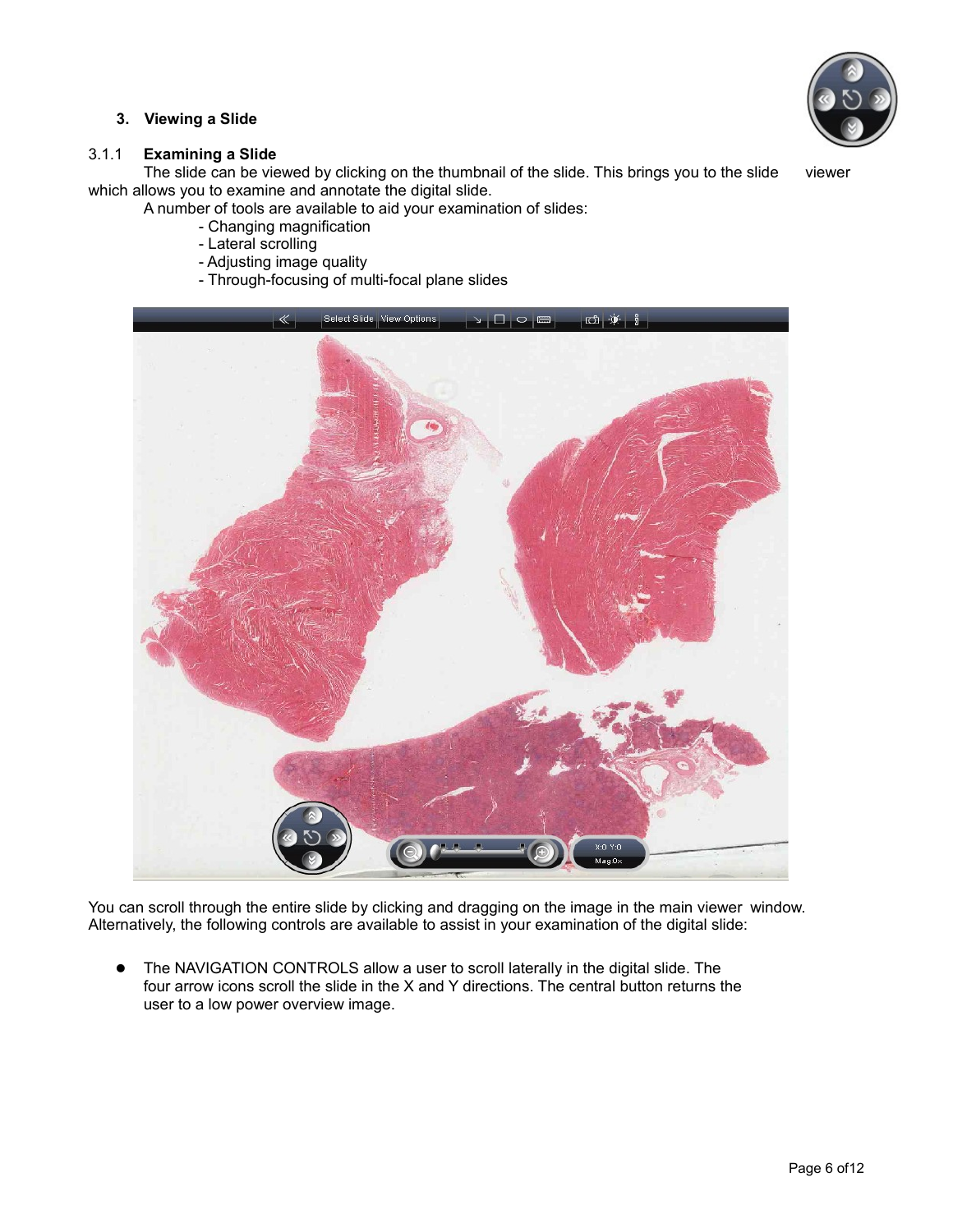## 3. Viewing a Slide

### 3.1.1 Examining a Slide

The slide can be viewed by clicking on the thumbnail of the slide. This brings you to the slide viewer which allows you to examine and annotate the digital slide.

A number of tools are available to aid your examination of slides:

- Changing magnification
- Lateral scrolling
- Adjusting image quality
- Through-focusing of multi-focal plane slides

You can scroll through the entire slide by clicking and dragging on the image in the main viewer window. Alternatively, the following controls are available to assist in your examination of the digital slide:

- The NAVIGATION CONTROLS allow a user to scroll laterally in the digital slide. The four arrow icons scroll the slide in the X and Y directions. The central button returns the user to a low power overview image.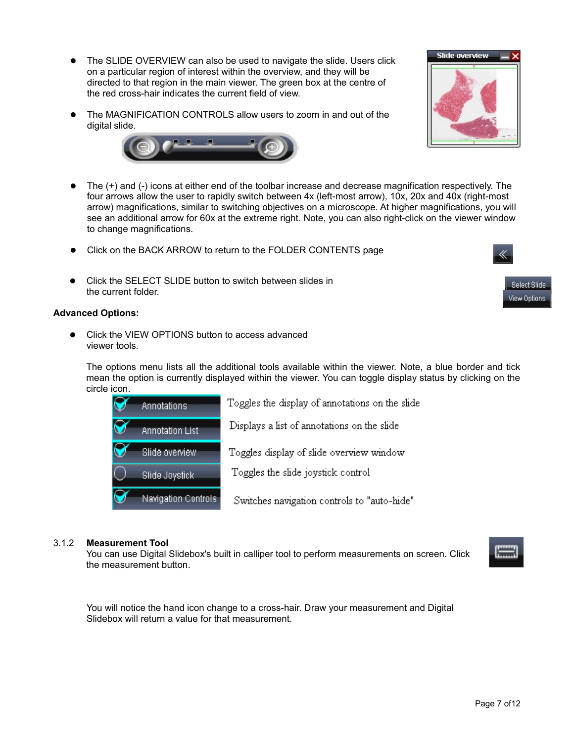- The SLIDE OVERVIEW can also be used to navigate the slide. Users click on a particular region of interest within the overview, and they will be directed to that region in the main viewer. The green box at the centre of the red cross-hair indicates the current field of view.

- The MAGNIFICATION CONTROLS allow users to zoom in and out of the digital slide.

- The (+) and (-) icons at either end of the toolbar increase and decrease magnification respectively. The four arrows allow the user to rapidly switch between 4x (left-most arrow), 10x, 20x and 40x (right-most arrow) magnifications, similar to switching objectives on a microscope. At higher magnifications, you will see an additional arrow for 60x at the extreme right. Note, you can also right-click on the viewer window to change magnifications.

- Click on the BACK ARROW to return to the FOLDER CONTENTS page

- Click the SELECT SLIDE button to switch between slides in the current folder.

**Advanced Options:**

- Click the VIEW OPTIONS button to access advanced viewer tools.

  The options menu lists all the additional tools available within the viewer. Note, a blue border and tick mean the option is currently displayed within the viewer. You can toggle display status by clicking on the circle icon.

| Option | Description |
|---|---|
| Annotations | Toggles the display of annotations on the slide |
| Annotation List | Displays a list of annotations on the slide |
| Slide overview | Toggles display of slide overview window |
| Slide Joystick | Toggles the slide joystick control |
| Navigation Controls | Switches navigation controls to "auto-hide" |

### 3.1.2 Measurement Tool

You can use Digital Slidebox's built in calliper tool to perform measurements on screen. Click the measurement button.

You will notice the hand icon change to a cross-hair. Draw your measurement and Digital Slidebox will return a value for that measurement.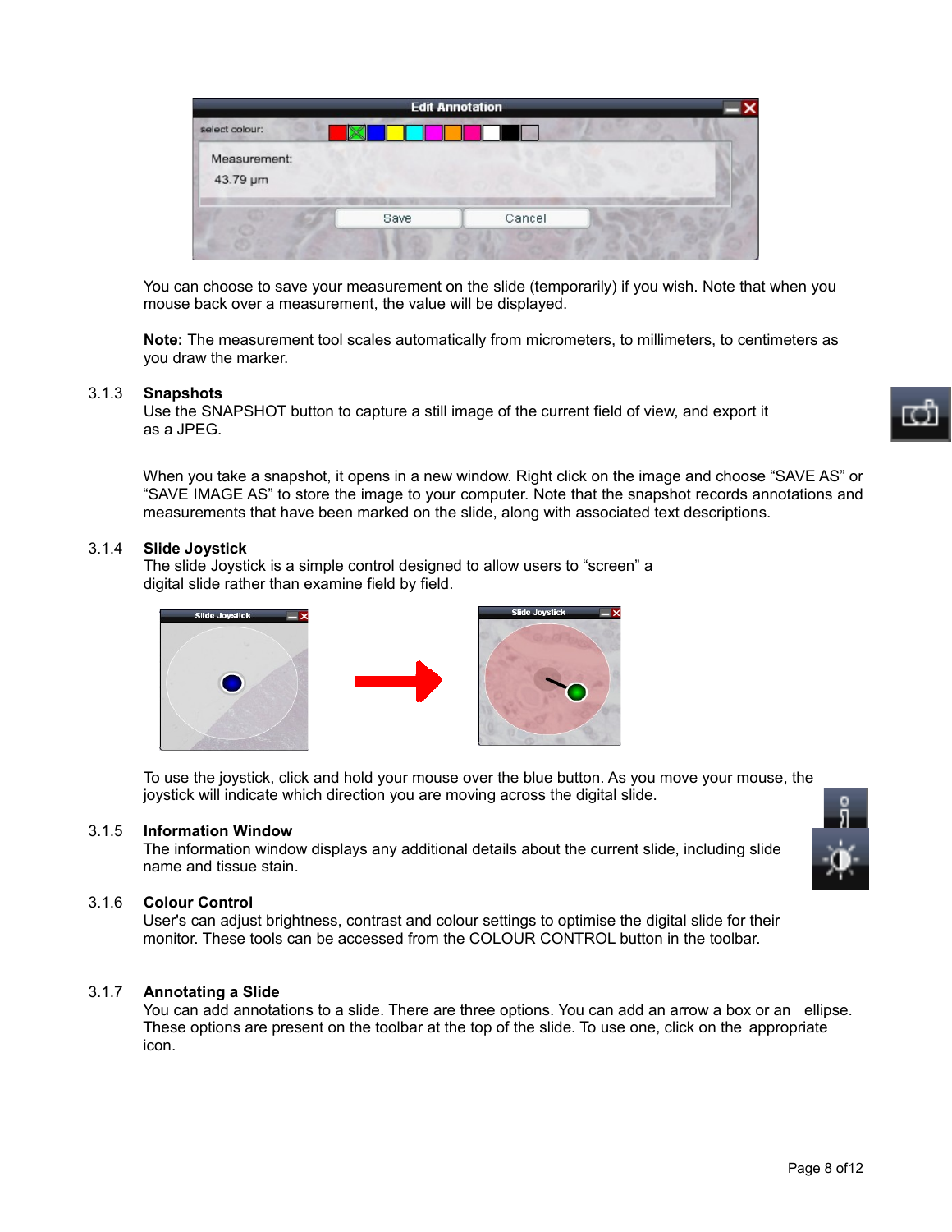You can choose to save your measurement on the slide (temporarily) if you wish. Note that when you mouse back over a measurement, the value will be displayed.

**Note:** The measurement tool scales automatically from micrometers, to millimeters, to centimeters as you draw the marker.

### 3.1.3 Snapshots

Use the SNAPSHOT button to capture a still image of the current field of view, and export it as a JPEG.

When you take a snapshot, it opens in a new window. Right click on the image and choose “SAVE AS” or “SAVE IMAGE AS” to store the image to your computer. Note that the snapshot records annotations and measurements that have been marked on the slide, along with associated text descriptions.

### 3.1.4 Slide Joystick

The slide Joystick is a simple control designed to allow users to “screen” a digital slide rather than examine field by field.

To use the joystick, click and hold your mouse over the blue button. As you move your mouse, the joystick will indicate which direction you are moving across the digital slide.

### 3.1.5 Information Window

The information window displays any additional details about the current slide, including slide name and tissue stain.

### 3.1.6 Colour Control

User's can adjust brightness, contrast and colour settings to optimise the digital slide for their monitor. These tools can be accessed from the COLOUR CONTROL button in the toolbar.

### 3.1.7 Annotating a Slide

You can add annotations to a slide. There are three options. You can add an arrow a box or an ellipse. These options are present on the toolbar at the top of the slide. To use one, click on the appropriate icon.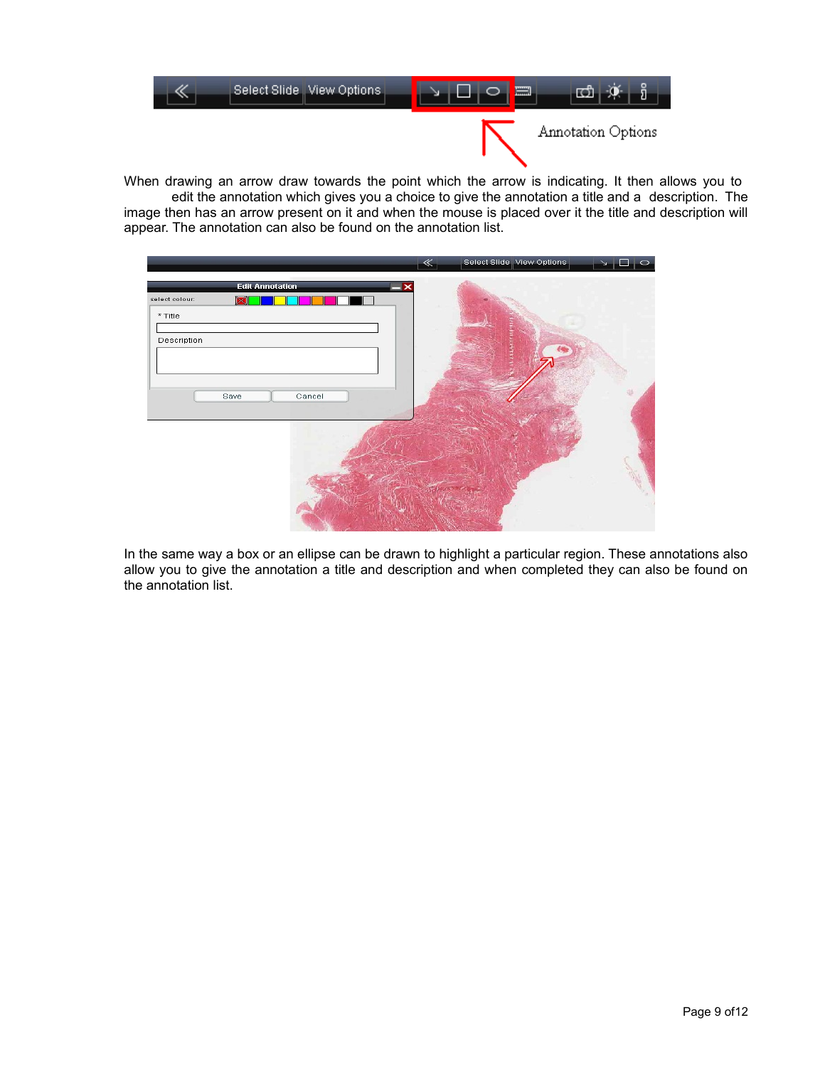When drawing an arrow draw towards the point which the arrow is indicating. It then allows you to edit the annotation which gives you a choice to give the annotation a title and a description. The image then has an arrow present on it and when the mouse is placed over it the title and description will appear. The annotation can also be found on the annotation list.

In the same way a box or an ellipse can be drawn to highlight a particular region. These annotations also allow you to give the annotation a title and description and when completed they can also be found on the annotation list.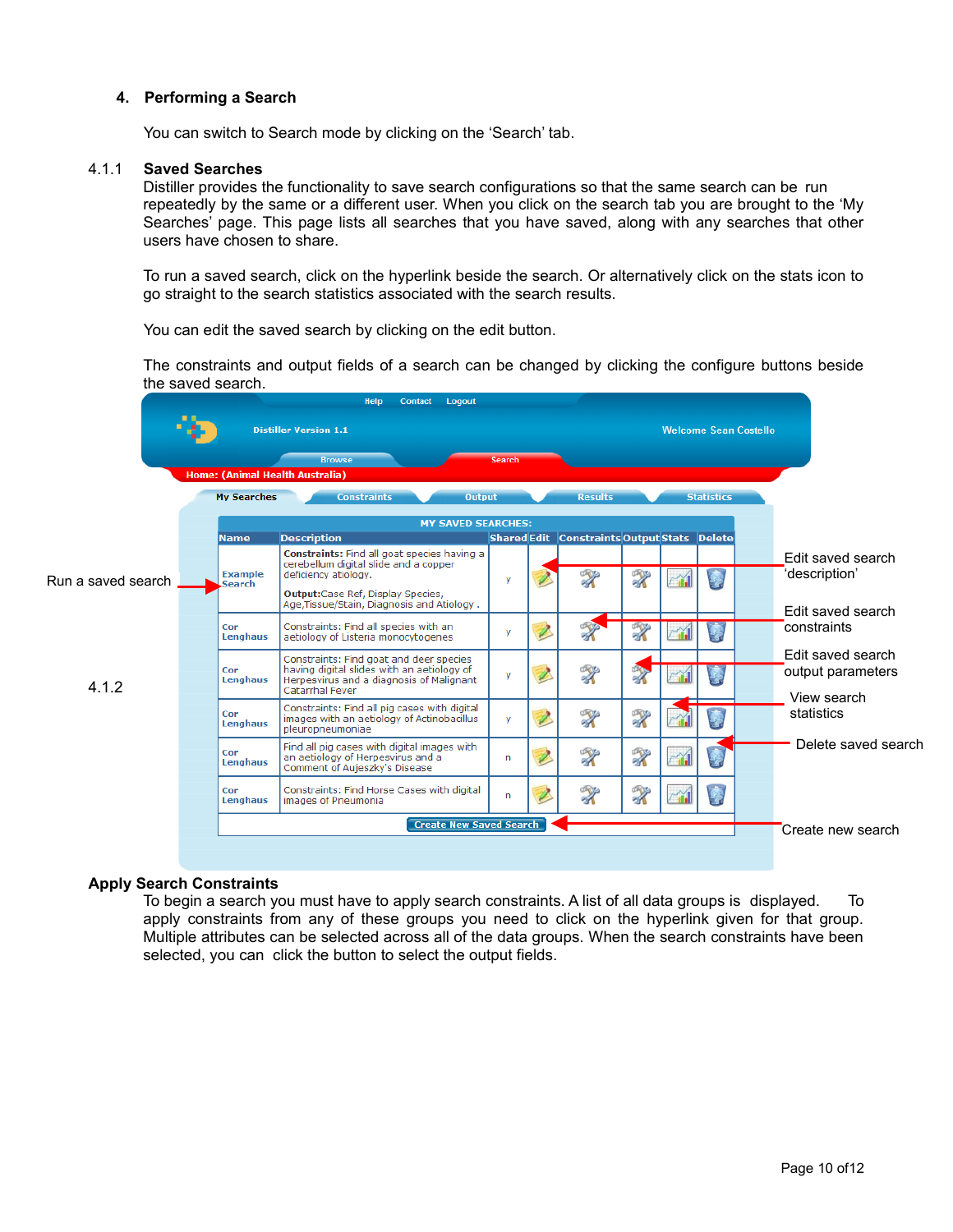## 4. Performing a Search

You can switch to Search mode by clicking on the 'Search' tab.

### 4.1.1 Saved Searches

Distiller provides the functionality to save search configurations so that the same search can be run repeatedly by the same or a different user. When you click on the search tab you are brought to the 'My Searches' page. This page lists all searches that you have saved, along with any searches that other users have chosen to share.

To run a saved search, click on the hyperlink beside the search. Or alternatively click on the stats icon to go straight to the search statistics associated with the search results.

You can edit the saved search by clicking on the edit button.

The constraints and output fields of a search can be changed by clicking the configure buttons beside the saved search.

Help Contact Logout

Distiller Version 1.1 Welcome Sean Costello

Browse Search

Home: (Animal Health Australia)

My Searches | Constraints | Output | Results | Statistics

MY SAVED SEARCHES:

| Name | Description | Shared | Edit | Constraints | Output | Stats | Delete |
|---|---|---|---|---|---|---|---|
| Example Search | **Constraints:** Find all goat species having a cerebellum digital slide and a copper deficiency atiology. **Output:** Case Ref, Display Species, Age,Tissue/Stain, Diagnosis and Atiology . | y | | | | | |
| Cor Lenghaus | Constraints: Find all species with an aetiology of Listeria monocytogenes | y | | | | | |
| Cor Lenghaus | Constraints: Find goat and deer species having digital slides with an aetiology of Herpesvirus and a diagnosis of Malignant Catarrhal Fever | y | | | | | |
| Cor Lenghaus | Constraints: Find all pig cases with digital images with an aetiology of Actinobacillus pleuropneumoniae | y | | | | | |
| Cor Lenghaus | Find all pig cases with digital images with an aetiology of Herpesvirus and a Comment of Aujeszky's Disease | n | | | | | |
| Cor Lenghaus | Constraints: Find Horse Cases with digital images of Pneumonia | n | | | | | |

Create New Saved Search

Run a saved search

Edit saved search 'description'

Edit saved search constraints

Edit saved search output parameters

View search statistics

Delete saved search

Create new search

### 4.1.2 Apply Search Constraints

To begin a search you must have to apply search constraints. A list of all data groups is displayed. To apply constraints from any of these groups you need to click on the hyperlink given for that group. Multiple attributes can be selected across all of the data groups. When the search constraints have been selected, you can click the button to select the output fields.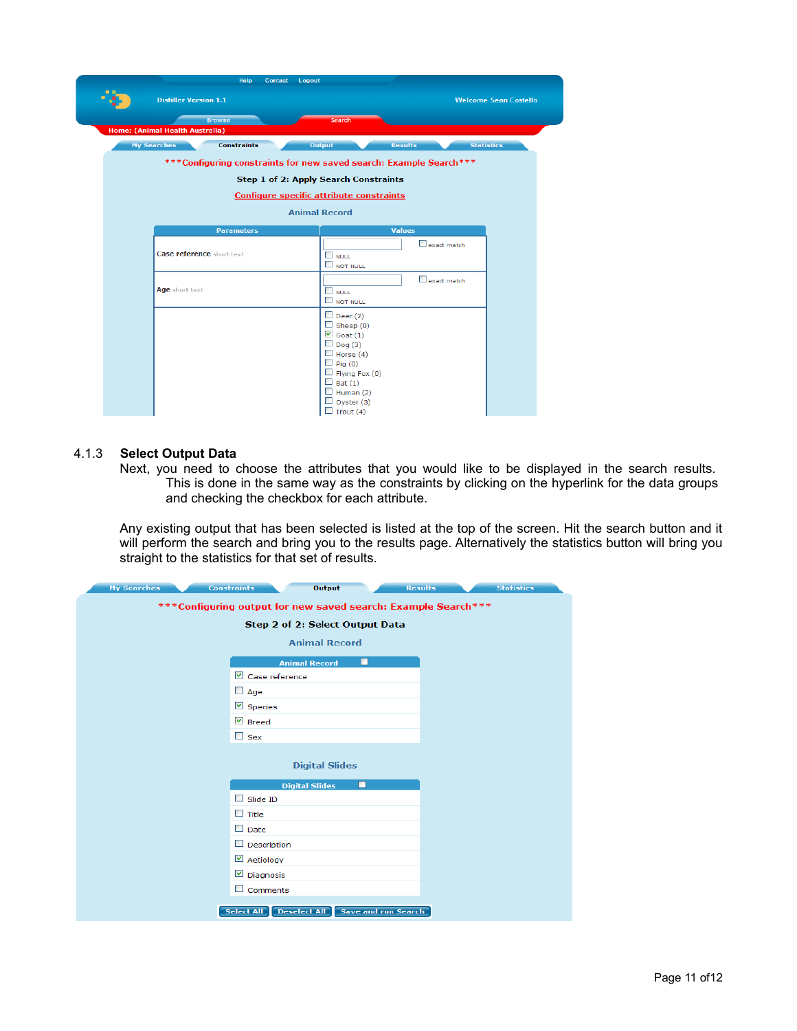### 4.1.3 Select Output Data

Next, you need to choose the attributes that you would like to be displayed in the search results. This is done in the same way as the constraints by clicking on the hyperlink for the data groups and checking the checkbox for each attribute.

Any existing output that has been selected is listed at the top of the screen. Hit the search button and it will perform the search and bring you to the results page. Alternatively the statistics button will bring you straight to the statistics for that set of results.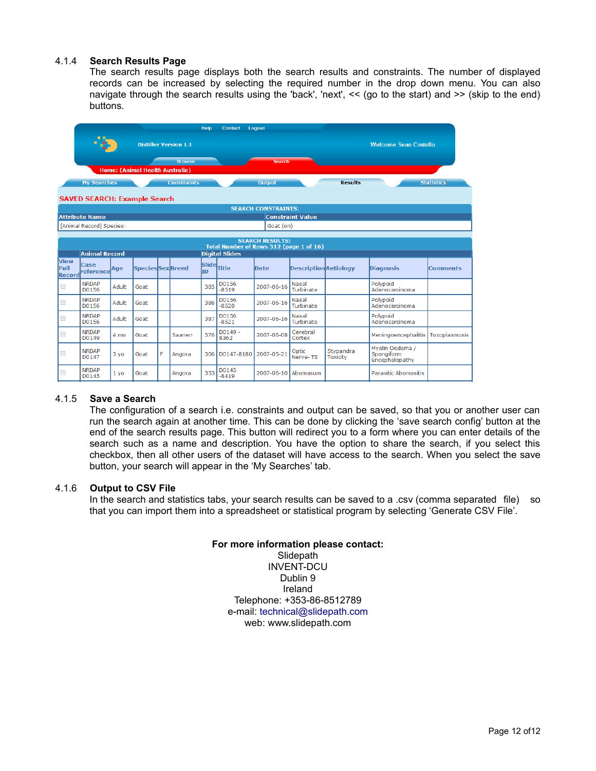### 4.1.4 Search Results Page

The search results page displays both the search results and constraints. The number of displayed records can be increased by selecting the required number in the drop down menu. You can also navigate through the search results using the 'back', 'next', << (go to the start) and >> (skip to the end) buttons.

Help Contact Logout

Distiller Version 1.1

Welcome Sean Costello

Browse Search

Home: (Animal Health Australia)

My Searches Constraints Output Results Statistics

SAVED SEARCH: Example Search

SEARCH CONSTRAINTS:

| Attribute Name | Constraint Value |
|---|---|
| [Animal Record] Species: | Goat (on) |

SEARCH RESULTS:
Total Number of Rows 312 (page 1 of 16)

| | Animal Record | | | | | Digital Slides | | | | | | |
|---|---|---|---|---|---|---|---|---|---|---|---|---|
| View Full Record | Case reference | Age | Species | Sex | Breed | Slide ID | Title | Date | Description | Aetiology | Diagnosis | Comments |
| ⊞ | NRDAP D0156 | Adult | Goat | | | 385 | D0156 -8519 | 2007-06-16 | Nasal Turbinate | | Polypoid Adenocarcinoma | |
| ⊞ | NRDAP D0156 | Adult | Goat | | | 386 | D0156 -8520 | 2007-06-16 | Nasal Turbinate | | Polypoid Adenocarcinoma | |
| ⊞ | NRDAP D0156 | Adult | Goat | | | 387 | D0156 -8521 | 2007-06-16 | Nasal Turbinate | | Polypoid Adenocarcinoma | |
| ⊞ | NRDAP D0149 | 4 mo | Goat | | Saanen | 576 | D0149 - 8362 | 2007-06-08 | Cerebral Cortex | | Meningoencephalitis | Toxoplasmosis |
| ⊞ | NRDAP D0147 | 3 yo | Goat | F | Angora | 306 | D0147-8180 | 2007-05-21 | Optic Nerve- TS | Stypandra Toxicity | Myelin Oedema / Spongiform Encephalopathy | |
| ⊞ | NRDAP D0145 | 1 yo | Goat | | Angora | 353 | D0145 -8419 | 2007-06-10 | Abomasum | | Parasitic Abomasitis | |

### 4.1.5 Save a Search

The configuration of a search i.e. constraints and output can be saved, so that you or another user can run the search again at another time. This can be done by clicking the 'save search config' button at the end of the search results page. This button will redirect you to a form where you can enter details of the search such as a name and description. You have the option to share the search, if you select this checkbox, then all other users of the dataset will have access to the search. When you select the save button, your search will appear in the 'My Searches' tab.

### 4.1.6 Output to CSV File

In the search and statistics tabs, your search results can be saved to a .csv (comma separated file) so that you can import them into a spreadsheet or statistical program by selecting 'Generate CSV File'.

**For more information please contact:**
Slidepath
INVENT-DCU
Dublin 9
Ireland
Telephone: +353-86-8512789
e-mail: technical@slidepath.com
web: www.slidepath.com